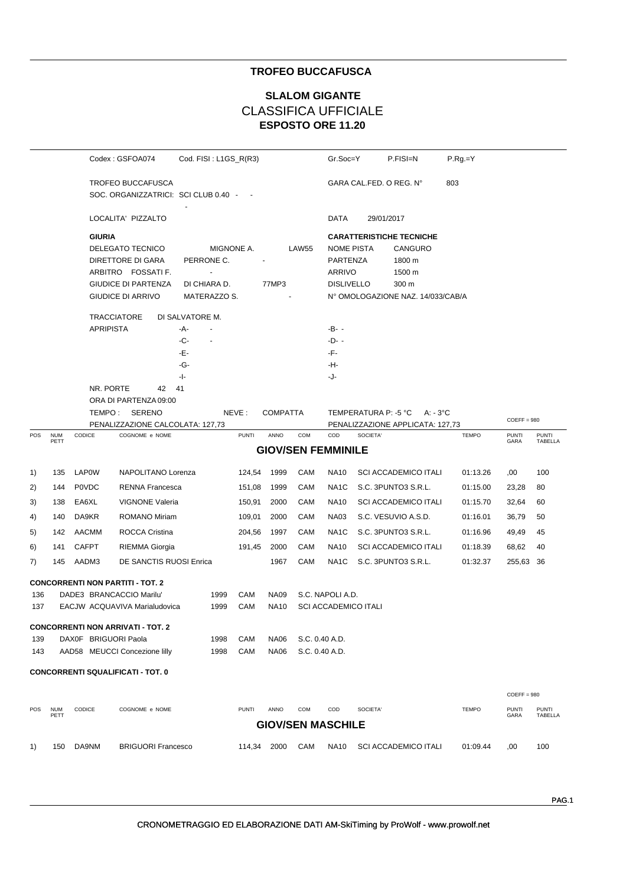## TROFEO BUCCAFUSCA

## SLALOM GIGANTE
CLASSIFICA UFFICIALE
**ESPOSTO ORE 11.20**

Codex : GSFOA074 Cod. FISI : L1GS_R(R3) Gr.Soc=Y P.FISI=N P.Rg.=Y

TROFEO BUCCAFUSCA
SOC. ORGANIZZATRICI: SCI CLUB 0.40 - - -

GARA CAL.FED. O REG. N° 803

LOCALITA' PIZZALTO

DATA 29/01/2017

**GIURIA**
DELEGATO TECNICO MIGNONE A. LAW55
DIRETTORE DI GARA PERRONE C. -
ARBITRO FOSSATI F. -
GIUDICE DI PARTENZA DI CHIARA D. 77MP3
GIUDICE DI ARRIVO MATERAZZO S. -

**CARATTERISTICHE TECNICHE**
NOME PISTA CANGURO
PARTENZA 1800 m
ARRIVO 1500 m
DISLIVELLO 300 m
N° OMOLOGAZIONE NAZ. 14/033/CAB/A

TRACCIATORE DI SALVATORE M.
APRIPISTA -A- - -B- -
-C- - -D- -
-E- -F-
-G- -H-
-I- -J-

NR. PORTE 42 41
ORA DI PARTENZA 09:00
TEMPO : SERENO NEVE : COMPATTA TEMPERATURA P: -5 °C A: - 3°C
PENALIZZAZIONE CALCOLATA: 127,73 PENALIZZAZIONE APPLICATA: 127,73 COEFF = 980

### GIOV/SEN FEMMINILE

| POS | NUM PETT | CODICE | COGNOME e NOME | PUNTI | ANNO | COM | COD | SOCIETA' | TEMPO | PUNTI GARA | PUNTI TABELLA |
|---|---|---|---|---|---|---|---|---|---|---|---|
| 1) | 135 | LAP0W | NAPOLITANO Lorenza | 124,54 | 1999 | CAM | NA10 | SCI ACCADEMICO ITALI | 01:13.26 | ,00 | 100 |
| 2) | 144 | P0VDC | RENNA Francesca | 151,08 | 1999 | CAM | NA1C | S.C. 3PUNTO3 S.R.L. | 01:15.00 | 23,28 | 80 |
| 3) | 138 | EA6XL | VIGNONE Valeria | 150,91 | 2000 | CAM | NA10 | SCI ACCADEMICO ITALI | 01:15.70 | 32,64 | 60 |
| 4) | 140 | DA9KR | ROMANO Miriam | 109,01 | 2000 | CAM | NA03 | S.C. VESUVIO A.S.D. | 01:16.01 | 36,79 | 50 |
| 5) | 142 | AACMM | ROCCA Cristina | 204,56 | 1997 | CAM | NA1C | S.C. 3PUNTO3 S.R.L. | 01:16.96 | 49,49 | 45 |
| 6) | 141 | CAFPT | RIEMMA Giorgia | 191,45 | 2000 | CAM | NA10 | SCI ACCADEMICO ITALI | 01:18.39 | 68,62 | 40 |
| 7) | 145 | AADM3 | DE SANCTIS RUOSI Enrica | | 1967 | CAM | NA1C | S.C. 3PUNTO3 S.R.L. | 01:32.37 | 255,63 | 36 |

**CONCORRENTI NON PARTITI - TOT. 2**

| | | | | | | |
|---|---|---|---|---|---|---|
| 136 | DADE3 | BRANCACCIO Marilu' | 1999 | CAM | NA09 | S.C. NAPOLI A.D. |
| 137 | EACJW | ACQUAVIVA Marialudovica | 1999 | CAM | NA10 | SCI ACCADEMICO ITALI |

**CONCORRENTI NON ARRIVATI - TOT. 2**

| | | | | | | |
|---|---|---|---|---|---|---|
| 139 | DAX0F | BRIGUORI Paola | 1998 | CAM | NA06 | S.C. 0.40 A.D. |
| 143 | AAD58 | MEUCCI Concezione lilly | 1998 | CAM | NA06 | S.C. 0.40 A.D. |

**CONCORRENTI SQUALIFICATI - TOT. 0**

COEFF = 980

### GIOV/SEN MASCHILE

| POS | NUM PETT | CODICE | COGNOME e NOME | PUNTI | ANNO | COM | COD | SOCIETA' | TEMPO | PUNTI GARA | PUNTI TABELLA |
|---|---|---|---|---|---|---|---|---|---|---|---|
| 1) | 150 | DA9NM | BRIGUORI Francesco | 114,34 | 2000 | CAM | NA10 | SCI ACCADEMICO ITALI | 01:09.44 | ,00 | 100 |

CRONOMETRAGGIO ED ELABORAZIONE DATI AM-SkiTiming by ProWolf - www.prowolf.net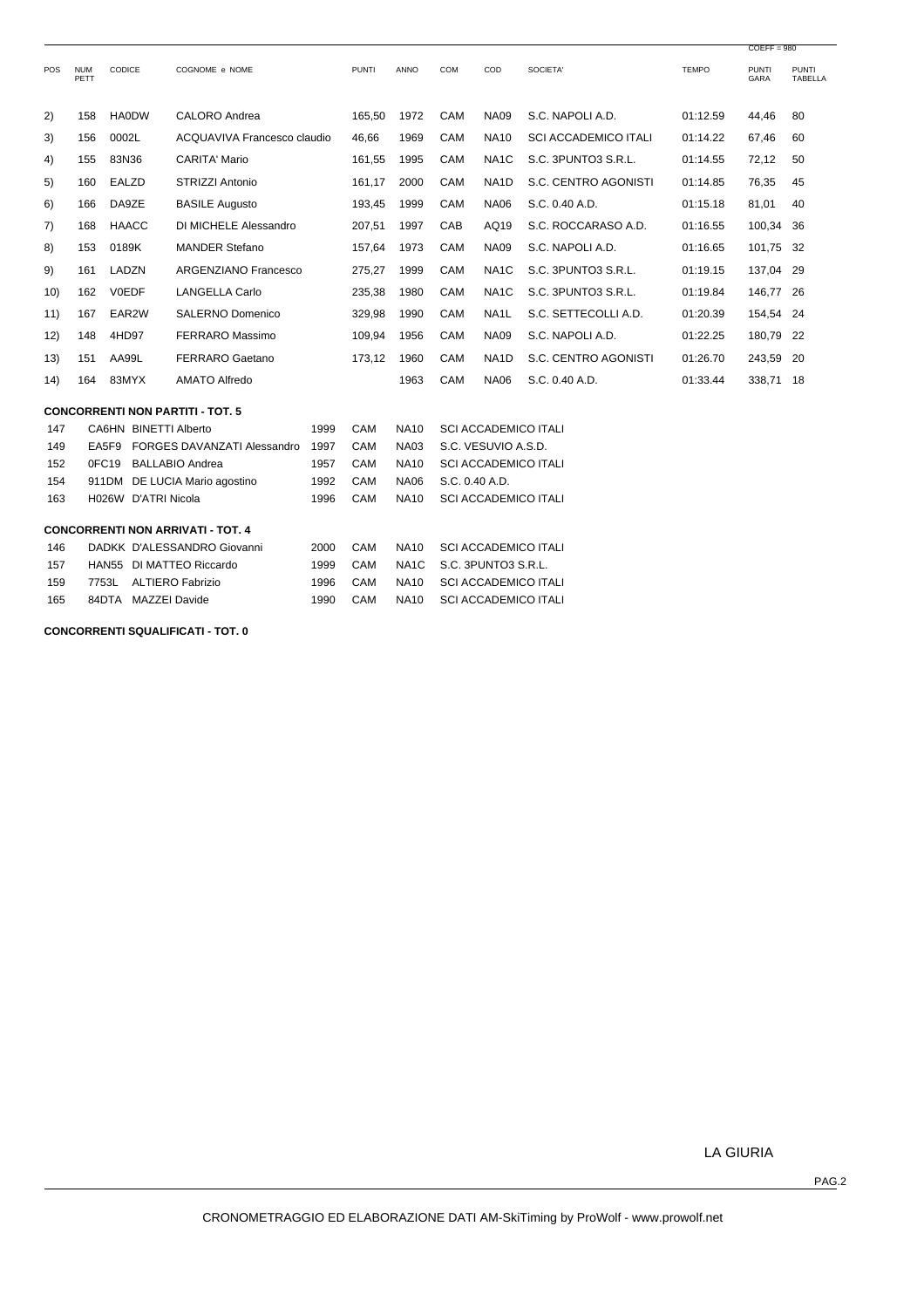| POS | NUM PETT | CODICE | COGNOME e NOME | PUNTI | ANNO | COM | COD | SOCIETA' | TEMPO | PUNTI GARA | PUNTI TABELLA |
|---|---|---|---|---|---|---|---|---|---|---|---|
| | | | | | | | | | | COEFF = 980 | |
| 2) | 158 | HA0DW | CALORO Andrea | 165,50 | 1972 | CAM | NA09 | S.C. NAPOLI A.D. | 01:12.59 | 44,46 | 80 |
| 3) | 156 | 0002L | ACQUAVIVA Francesco claudio | 46,66 | 1969 | CAM | NA10 | SCI ACCADEMICO ITALI | 01:14.22 | 67,46 | 60 |
| 4) | 155 | 83N36 | CARITA' Mario | 161,55 | 1995 | CAM | NA1C | S.C. 3PUNTO3 S.R.L. | 01:14.55 | 72,12 | 50 |
| 5) | 160 | EALZD | STRIZZI Antonio | 161,17 | 2000 | CAM | NA1D | S.C. CENTRO AGONISTI | 01:14.85 | 76,35 | 45 |
| 6) | 166 | DA9ZE | BASILE Augusto | 193,45 | 1999 | CAM | NA06 | S.C. 0.40 A.D. | 01:15.18 | 81,01 | 40 |
| 7) | 168 | HAACC | DI MICHELE Alessandro | 207,51 | 1997 | CAB | AQ19 | S.C. ROCCARASO A.D. | 01:16.55 | 100,34 | 36 |
| 8) | 153 | 0189K | MANDER Stefano | 157,64 | 1973 | CAM | NA09 | S.C. NAPOLI A.D. | 01:16.65 | 101,75 | 32 |
| 9) | 161 | LADZN | ARGENZIANO Francesco | 275,27 | 1999 | CAM | NA1C | S.C. 3PUNTO3 S.R.L. | 01:19.15 | 137,04 | 29 |
| 10) | 162 | V0EDF | LANGELLA Carlo | 235,38 | 1980 | CAM | NA1C | S.C. 3PUNTO3 S.R.L. | 01:19.84 | 146,77 | 26 |
| 11) | 167 | EAR2W | SALERNO Domenico | 329,98 | 1990 | CAM | NA1L | S.C. SETTECOLLI A.D. | 01:20.39 | 154,54 | 24 |
| 12) | 148 | 4HD97 | FERRARO Massimo | 109,94 | 1956 | CAM | NA09 | S.C. NAPOLI A.D. | 01:22.25 | 180,79 | 22 |
| 13) | 151 | AA99L | FERRARO Gaetano | 173,12 | 1960 | CAM | NA1D | S.C. CENTRO AGONISTI | 01:26.70 | 243,59 | 20 |
| 14) | 164 | 83MYX | AMATO Alfredo | | 1963 | CAM | NA06 | S.C. 0.40 A.D. | 01:33.44 | 338,71 | 18 |

**CONCORRENTI NON PARTITI - TOT. 5**

| | | | | | | |
|---|---|---|---|---|---|---|
| 147 | CA6HN | BINETTI Alberto | 1999 | CAM | NA10 | SCI ACCADEMICO ITALI |
| 149 | EA5F9 | FORGES DAVANZATI Alessandro | 1997 | CAM | NA03 | S.C. VESUVIO A.S.D. |
| 152 | 0FC19 | BALLABIO Andrea | 1957 | CAM | NA10 | SCI ACCADEMICO ITALI |
| 154 | 911DM | DE LUCIA Mario agostino | 1992 | CAM | NA06 | S.C. 0.40 A.D. |
| 163 | H026W | D'ATRI Nicola | 1996 | CAM | NA10 | SCI ACCADEMICO ITALI |

**CONCORRENTI NON ARRIVATI - TOT. 4**

| | | | | | | |
|---|---|---|---|---|---|---|
| 146 | DADKK | D'ALESSANDRO Giovanni | 2000 | CAM | NA10 | SCI ACCADEMICO ITALI |
| 157 | HAN55 | DI MATTEO Riccardo | 1999 | CAM | NA1C | S.C. 3PUNTO3 S.R.L. |
| 159 | 7753L | ALTIERO Fabrizio | 1996 | CAM | NA10 | SCI ACCADEMICO ITALI |
| 165 | 84DTA | MAZZEI Davide | 1990 | CAM | NA10 | SCI ACCADEMICO ITALI |

**CONCORRENTI SQUALIFICATI - TOT. 0**

LA GIURIA

CRONOMETRAGGIO ED ELABORAZIONE DATI AM-SkiTiming by ProWolf - www.prowolf.net